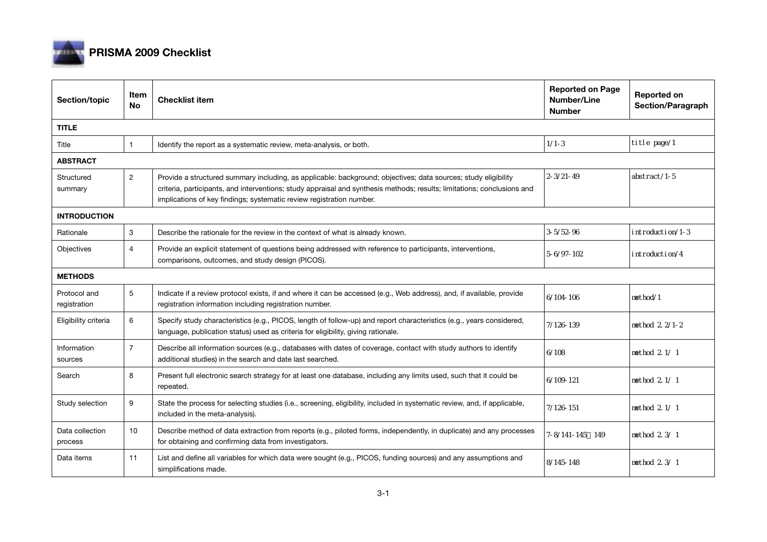# PRISMA 2009 Checklist

| Section/topic | Item No | Checklist item | Reported on Page Number/Line Number | Reported on Section/Paragraph |
|---|---|---|---|---|
| **TITLE** | | | | |
| Title | 1 | Identify the report as a systematic review, meta-analysis, or both. | 1/1-3 | title page/1 |
| **ABSTRACT** | | | | |
| Structured summary | 2 | Provide a structured summary including, as applicable: background; objectives; data sources; study eligibility criteria, participants, and interventions; study appraisal and synthesis methods; results; limitations; conclusions and implications of key findings; systematic review registration number. | 2-3/21-49 | abstract/1-5 |
| **INTRODUCTION** | | | | |
| Rationale | 3 | Describe the rationale for the review in the context of what is already known. | 3-5/52-96 | introduction/1-3 |
| Objectives | 4 | Provide an explicit statement of questions being addressed with reference to participants, interventions, comparisons, outcomes, and study design (PICOS). | 5-6/97-102 | introduction/4 |
| **METHODS** | | | | |
| Protocol and registration | 5 | Indicate if a review protocol exists, if and where it can be accessed (e.g., Web address), and, if available, provide registration information including registration number. | 6/104-106 | method/1 |
| Eligibility criteria | 6 | Specify study characteristics (e.g., PICOS, length of follow-up) and report characteristics (e.g., years considered, language, publication status) used as criteria for eligibility, giving rationale. | 7/126-139 | method 2.2/1-2 |
| Information sources | 7 | Describe all information sources (e.g., databases with dates of coverage, contact with study authors to identify additional studies) in the search and date last searched. | 6/108 | method 2.1/ 1 |
| Search | 8 | Present full electronic search strategy for at least one database, including any limits used, such that it could be repeated. | 6/109-121 | method 2.1/ 1 |
| Study selection | 9 | State the process for selecting studies (i.e., screening, eligibility, included in systematic review, and, if applicable, included in the meta-analysis). | 7/126-151 | method 2.1/ 1 |
| Data collection process | 10 | Describe method of data extraction from reports (e.g., piloted forms, independently, in duplicate) and any processes for obtaining and confirming data from investigators. | 7-8/141-145、149 | method 2.3/ 1 |
| Data items | 11 | List and define all variables for which data were sought (e.g., PICOS, funding sources) and any assumptions and simplifications made. | 8/145-148 | method 2.3/ 1 |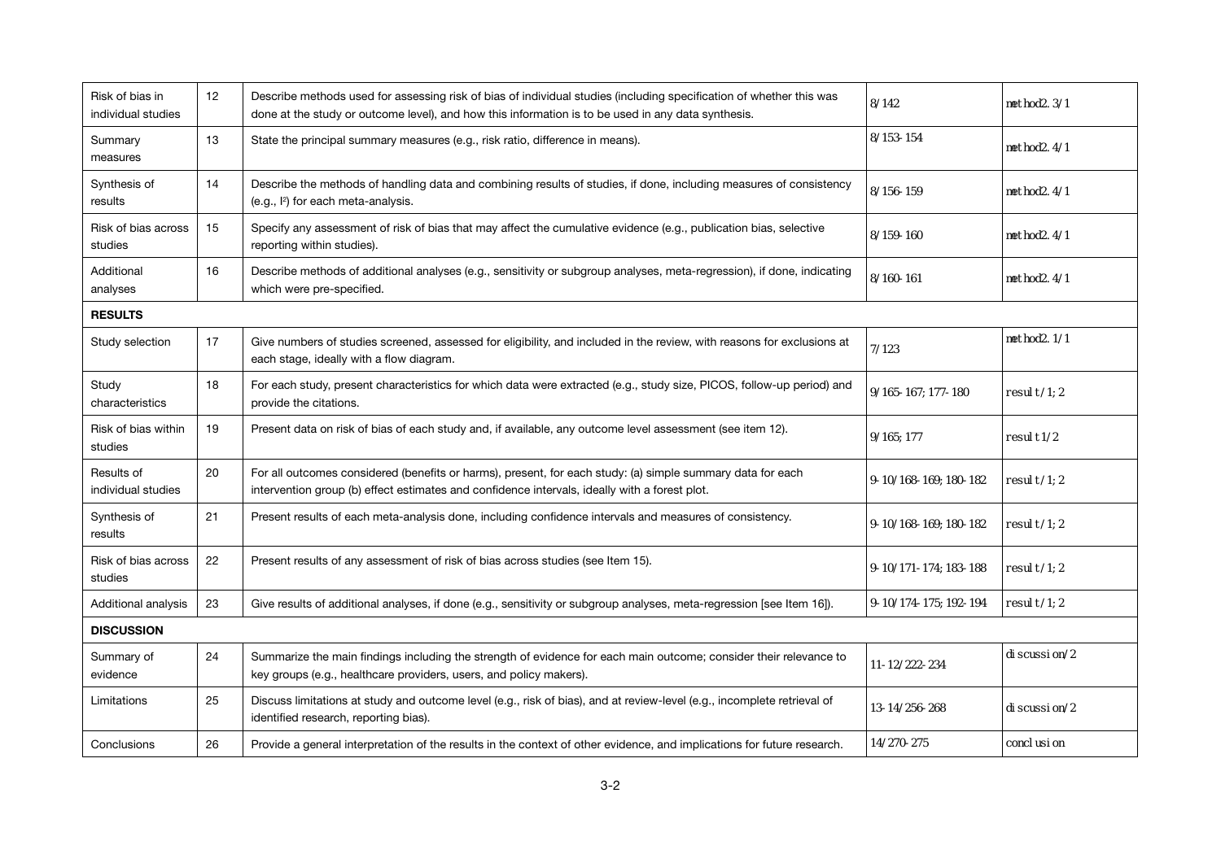| | | | | |
|---|---|---|---|---|
| Risk of bias in individual studies | 12 | Describe methods used for assessing risk of bias of individual studies (including specification of whether this was done at the study or outcome level), and how this information is to be used in any data synthesis. | 8/142 | method2.3/1 |
| Summary measures | 13 | State the principal summary measures (e.g., risk ratio, difference in means). | 8/153-154 | method2.4/1 |
| Synthesis of results | 14 | Describe the methods of handling data and combining results of studies, if done, including measures of consistency (e.g., $I^2$) for each meta-analysis. | 8/156-159 | method2.4/1 |
| Risk of bias across studies | 15 | Specify any assessment of risk of bias that may affect the cumulative evidence (e.g., publication bias, selective reporting within studies). | 8/159-160 | method2.4/1 |
| Additional analyses | 16 | Describe methods of additional analyses (e.g., sensitivity or subgroup analyses, meta-regression), if done, indicating which were pre-specified. | 8/160-161 | method2.4/1 |
| **RESULTS** | | | | |
| Study selection | 17 | Give numbers of studies screened, assessed for eligibility, and included in the review, with reasons for exclusions at each stage, ideally with a flow diagram. | 7/123 | method2.1/1 |
| Study characteristics | 18 | For each study, present characteristics for which data were extracted (e.g., study size, PICOS, follow-up period) and provide the citations. | 9/165-167; 177-180 | result/1;2 |
| Risk of bias within studies | 19 | Present data on risk of bias of each study and, if available, any outcome level assessment (see item 12). | 9/165; 177 | result1/2 |
| Results of individual studies | 20 | For all outcomes considered (benefits or harms), present, for each study: (a) simple summary data for each intervention group (b) effect estimates and confidence intervals, ideally with a forest plot. | 9-10/168-169; 180-182 | result/1;2 |
| Synthesis of results | 21 | Present results of each meta-analysis done, including confidence intervals and measures of consistency. | 9-10/168-169; 180-182 | result/1;2 |
| Risk of bias across studies | 22 | Present results of any assessment of risk of bias across studies (see Item 15). | 9-10/171-174; 183-188 | result/1;2 |
| Additional analysis | 23 | Give results of additional analyses, if done (e.g., sensitivity or subgroup analyses, meta-regression [see Item 16]). | 9-10/174-175; 192-194 | result/1;2 |
| **DISCUSSION** | | | | |
| Summary of evidence | 24 | Summarize the main findings including the strength of evidence for each main outcome; consider their relevance to key groups (e.g., healthcare providers, users, and policy makers). | 11-12/222-234 | discussion/2 |
| Limitations | 25 | Discuss limitations at study and outcome level (e.g., risk of bias), and at review-level (e.g., incomplete retrieval of identified research, reporting bias). | 13-14/256-268 | discussion/2 |
| Conclusions | 26 | Provide a general interpretation of the results in the context of other evidence, and implications for future research. | 14/270-275 | conclusion |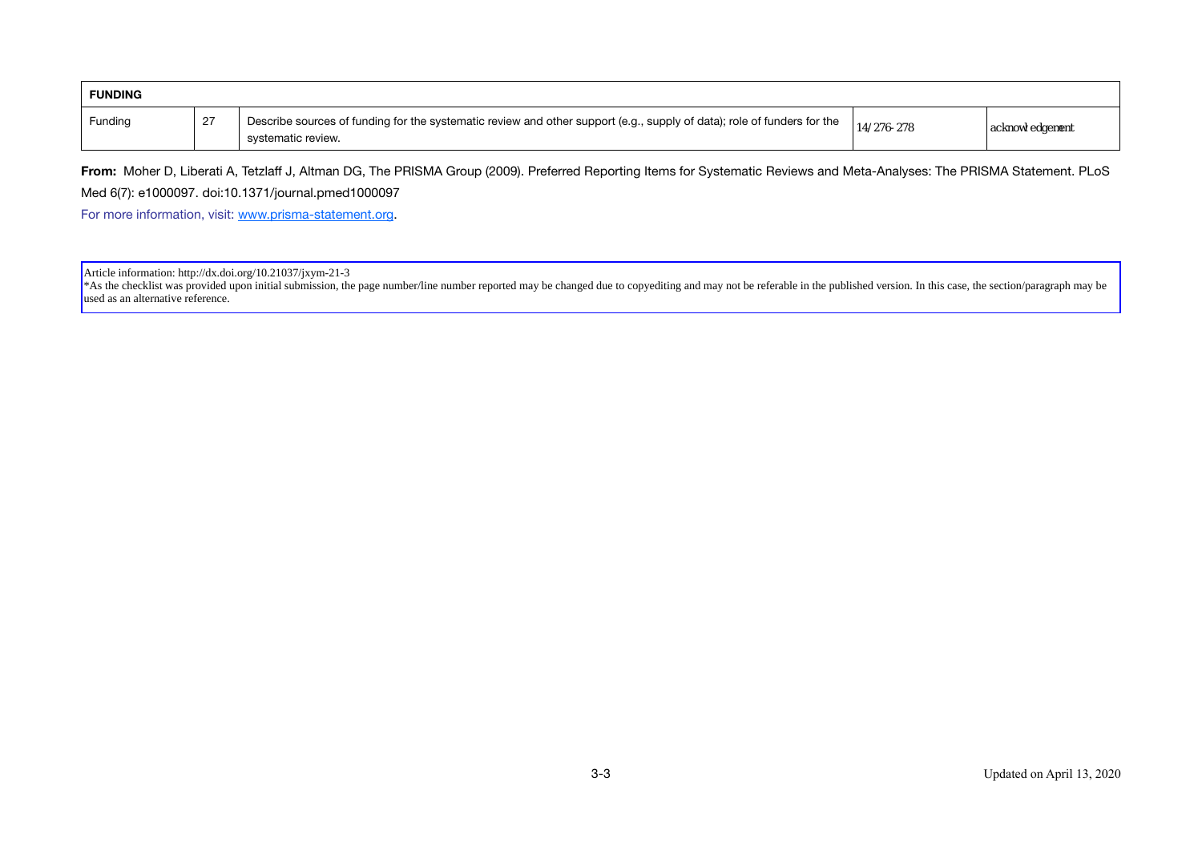| | | | | |
|---|---|---|---|---|
| **FUNDING** | | | | |
| Funding | 27 | Describe sources of funding for the systematic review and other support (e.g., supply of data); role of funders for the systematic review. | 14/276-278 | acknowledgement |

**From:** Moher D, Liberati A, Tetzlaff J, Altman DG, The PRISMA Group (2009). Preferred Reporting Items for Systematic Reviews and Meta-Analyses: The PRISMA Statement. PLoS Med 6(7): e1000097. doi:10.1371/journal.pmed1000097

For more information, visit: [www.prisma-statement.org](http://www.prisma-statement.org).

Article information: http://dx.doi.org/10.21037/jxym-21-3
*As the checklist was provided upon initial submission, the page number/line number reported may be changed due to copyediting and may not be referable in the published version. In this case, the section/paragraph may be used as an alternative reference.

Updated on April 13, 2020